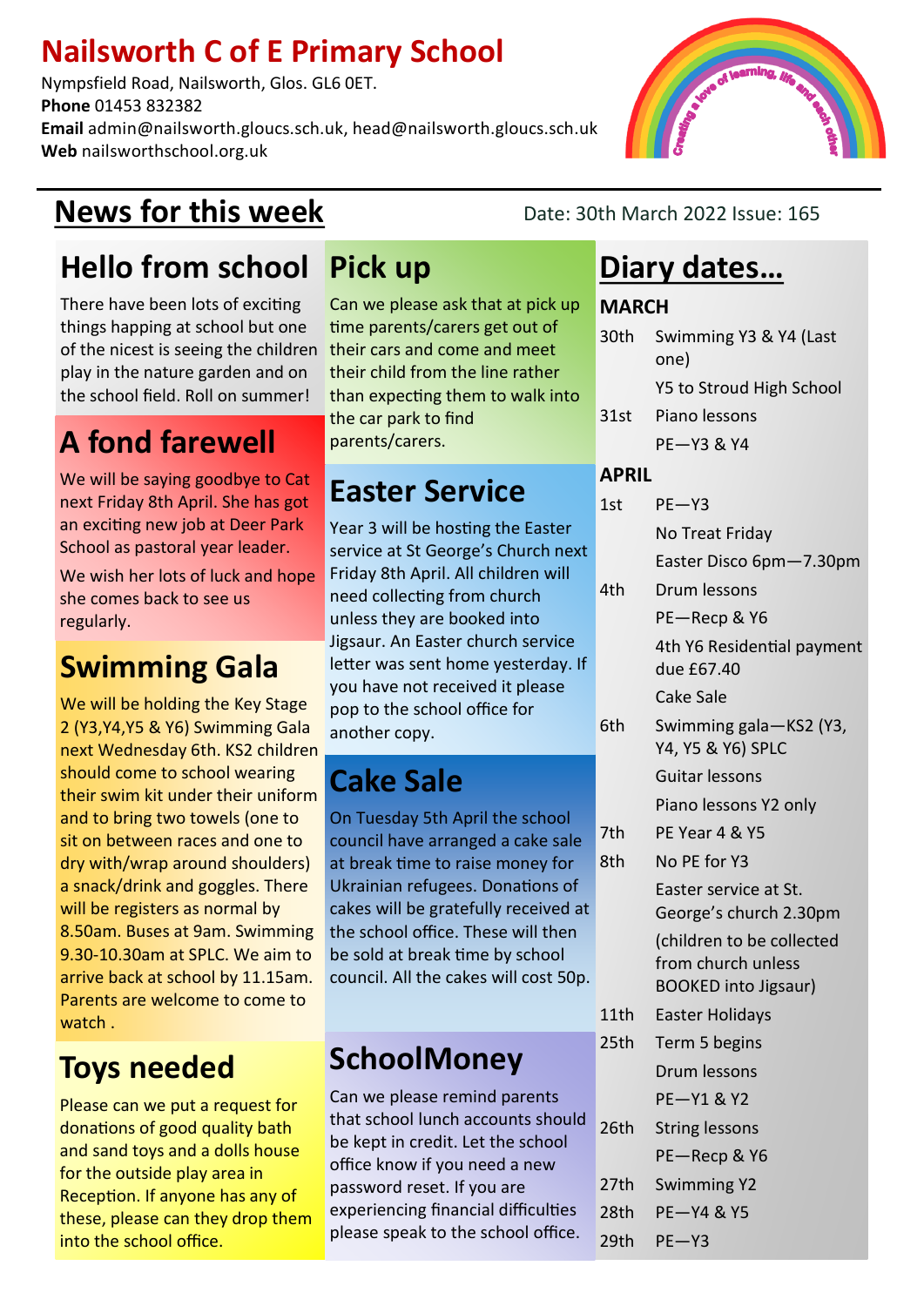# Nailsworth C of E Primary School

Nympsfield Road, Nailsworth, Glos. GL6 0ET.
**Phone** 01453 832382
**Email** admin@nailsworth.gloucs.sch.uk, head@nailsworth.gloucs.sch.uk
**Web** nailsworthschool.org.uk

Creating a love of learning, life and each other

## News for this week

Date: 30th March 2022 Issue: 165

### Hello from school

There have been lots of exciting things happing at school but one of the nicest is seeing the children play in the nature garden and on the school field. Roll on summer!

### A fond farewell

We will be saying goodbye to Cat next Friday 8th April. She has got an exciting new job at Deer Park School as pastoral year leader.

We wish her lots of luck and hope she comes back to see us regularly.

### Swimming Gala

We will be holding the Key Stage 2 (Y3,Y4,Y5 & Y6) Swimming Gala next Wednesday 6th. KS2 children should come to school wearing their swim kit under their uniform and to bring two towels (one to sit on between races and one to dry with/wrap around shoulders) a snack/drink and goggles. There will be registers as normal by 8.50am. Buses at 9am. Swimming 9.30-10.30am at SPLC. We aim to arrive back at school by 11.15am. Parents are welcome to come to watch .

### Toys needed

Please can we put a request for donations of good quality bath and sand toys and a dolls house for the outside play area in Reception. If anyone has any of these, please can they drop them into the school office.

### Pick up

Can we please ask that at pick up time parents/carers get out of their cars and come and meet their child from the line rather than expecting them to walk into the car park to find parents/carers.

### Easter Service

Year 3 will be hosting the Easter service at St George's Church next Friday 8th April. All children will need collecting from church unless they are booked into Jigsaur. An Easter church service letter was sent home yesterday. If you have not received it please pop to the school office for another copy.

### Cake Sale

On Tuesday 5th April the school council have arranged a cake sale at break time to raise money for Ukrainian refugees. Donations of cakes will be gratefully received at the school office. These will then be sold at break time by school council. All the cakes will cost 50p.

### SchoolMoney

Can we please remind parents that school lunch accounts should be kept in credit. Let the school office know if you need a new password reset. If you are experiencing financial difficulties please speak to the school office.

### Diary dates…

**MARCH**

| | |
|---|---|
| 30th | Swimming Y3 & Y4 (Last one) |
| | Y5 to Stroud High School |
| 31st | Piano lessons |
| | PE—Y3 & Y4 |

**APRIL**

| | |
|---|---|
| 1st | PE—Y3 |
| | No Treat Friday |
| | Easter Disco 6pm—7.30pm |
| 4th | Drum lessons |
| | PE—Recp & Y6 |
| | 4th Y6 Residential payment due £67.40 |
| | Cake Sale |
| 6th | Swimming gala—KS2 (Y3, Y4, Y5 & Y6) SPLC |
| | Guitar lessons |
| | Piano lessons Y2 only |
| 7th | PE Year 4 & Y5 |
| 8th | No PE for Y3 |
| | Easter service at St. George's church 2.30pm |
| | (children to be collected from church unless BOOKED into Jigsaur) |
| 11th | Easter Holidays |
| 25th | Term 5 begins |
| | Drum lessons |
| | PE—Y1 & Y2 |
| 26th | String lessons |
| | PE—Recp & Y6 |
| 27th | Swimming Y2 |
| 28th | PE—Y4 & Y5 |
| 29th | PE—Y3 |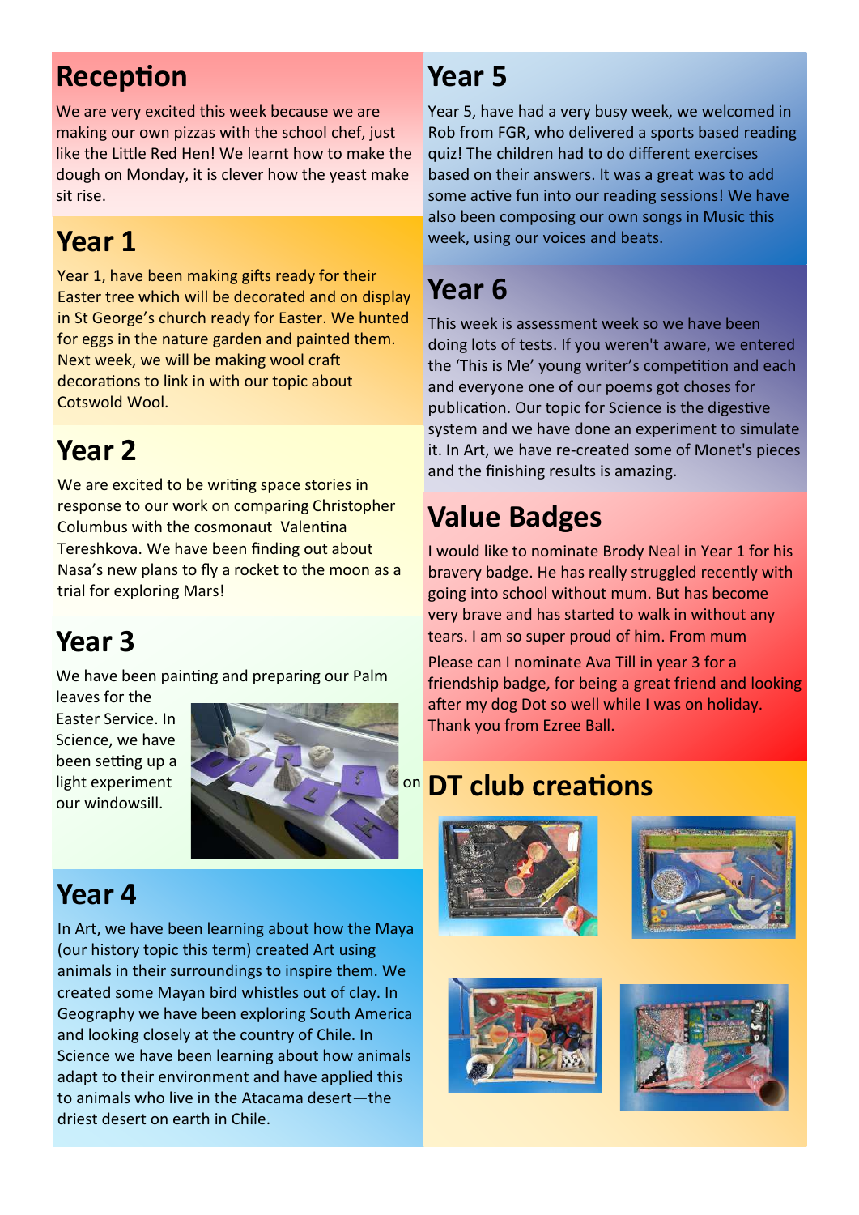## Reception

We are very excited this week because we are making our own pizzas with the school chef, just like the Little Red Hen! We learnt how to make the dough on Monday, it is clever how the yeast make sit rise.

## Year 1

Year 1, have been making gifts ready for their Easter tree which will be decorated and on display in St George's church ready for Easter. We hunted for eggs in the nature garden and painted them. Next week, we will be making wool craft decorations to link in with our topic about Cotswold Wool.

## Year 2

We are excited to be writing space stories in response to our work on comparing Christopher Columbus with the cosmonaut Valentina Tereshkova. We have been finding out about Nasa's new plans to fly a rocket to the moon as a trial for exploring Mars!

## Year 3

We have been painting and preparing our Palm leaves for the Easter Service. In Science, we have been setting up a light experiment on our windowsill.

## Year 4

In Art, we have been learning about how the Maya (our history topic this term) created Art using animals in their surroundings to inspire them. We created some Mayan bird whistles out of clay. In Geography we have been exploring South America and looking closely at the country of Chile. In Science we have been learning about how animals adapt to their environment and have applied this to animals who live in the Atacama desert—the driest desert on earth in Chile.

## Year 5

Year 5, have had a very busy week, we welcomed in Rob from FGR, who delivered a sports based reading quiz! The children had to do different exercises based on their answers. It was a great was to add some active fun into our reading sessions! We have also been composing our own songs in Music this week, using our voices and beats.

## Year 6

This week is assessment week so we have been doing lots of tests. If you weren't aware, we entered the 'This is Me' young writer's competition and each and everyone one of our poems got choses for publication. Our topic for Science is the digestive system and we have done an experiment to simulate it. In Art, we have re-created some of Monet's pieces and the finishing results is amazing.

## Value Badges

I would like to nominate Brody Neal in Year 1 for his bravery badge. He has really struggled recently with going into school without mum. But has become very brave and has started to walk in without any tears. I am so super proud of him. From mum

Please can I nominate Ava Till in year 3 for a friendship badge, for being a great friend and looking after my dog Dot so well while I was on holiday. Thank you from Ezree Ball.

## DT club creations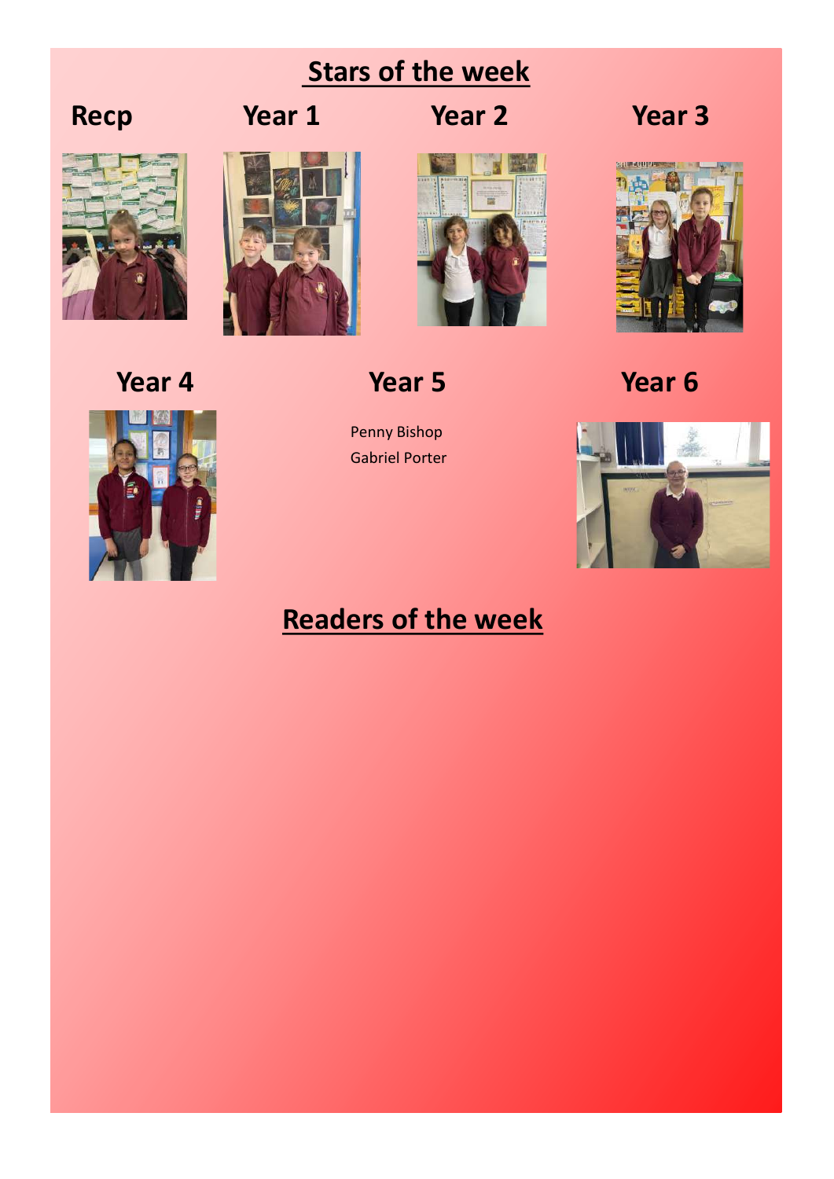# Stars of the week

**Recp**

**Year 1**

**Year 2**

**Year 3**

**Year 4**

**Year 5**

Penny Bishop
Gabriel Porter

**Year 6**

# Readers of the week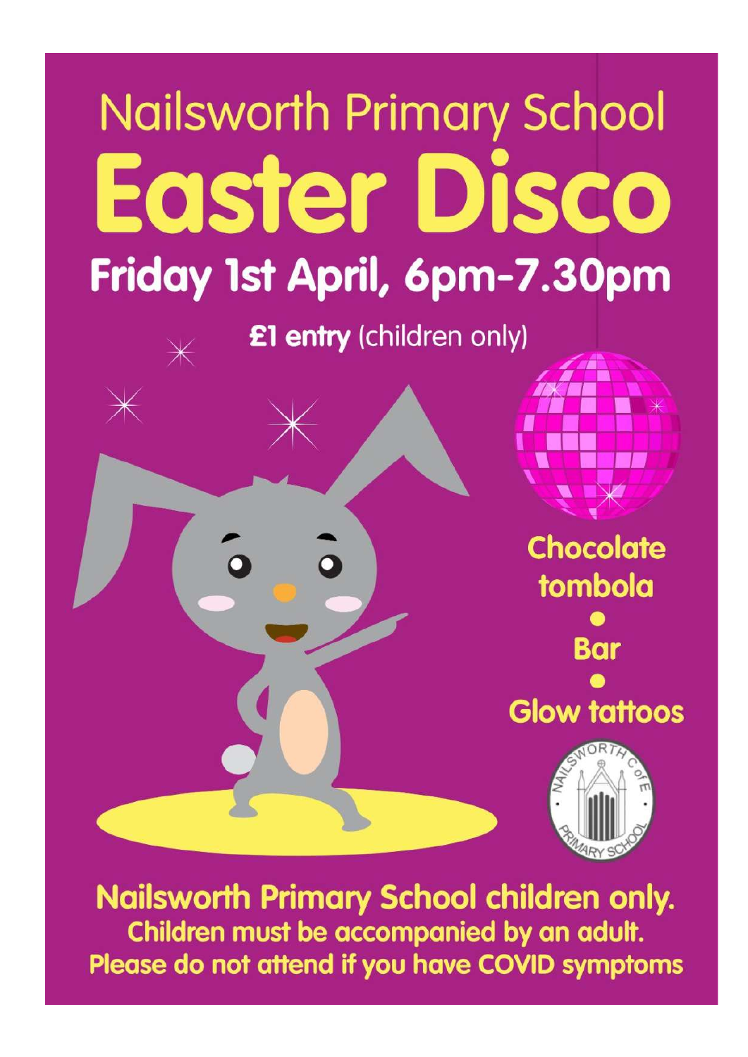# Nailsworth Primary School

# Easter Disco

## Friday 1st April, 6pm-7.30pm

**£1 entry** (children only)

**Chocolate tombola**

•

**Bar**

•

**Glow tattoos**

NAILSWORTH C of E PRIMARY SCHOOL

**Nailsworth Primary School children only.**

**Children must be accompanied by an adult.**

**Please do not attend if you have COVID symptoms**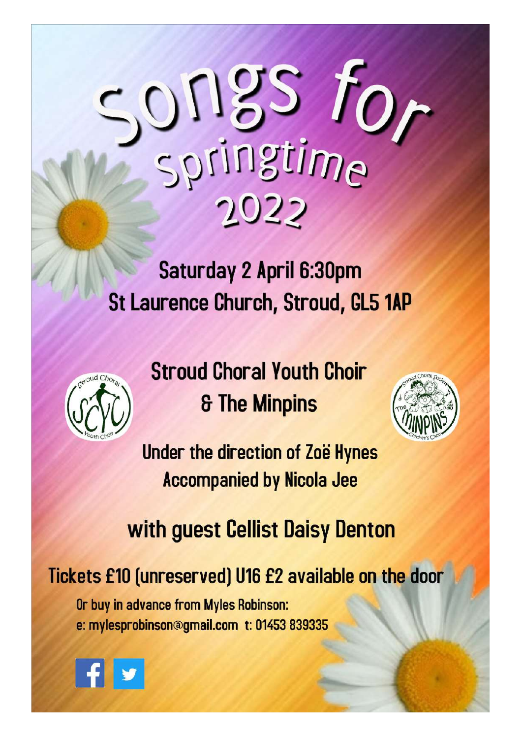# Songs for Springtime 2022

## Saturday 2 April 6:30pm
## St Laurence Church, Stroud, GL5 1AP

## Stroud Choral Youth Choir
## & The Minpins

Under the direction of Zoë Hynes
Accompanied by Nicola Jee

## with guest Cellist Daisy Denton

**Tickets £10 (unreserved) U16 £2 available on the door**

Or buy in advance from Myles Robinson:
e: mylesprobinson@gmail.com t: 01453 839335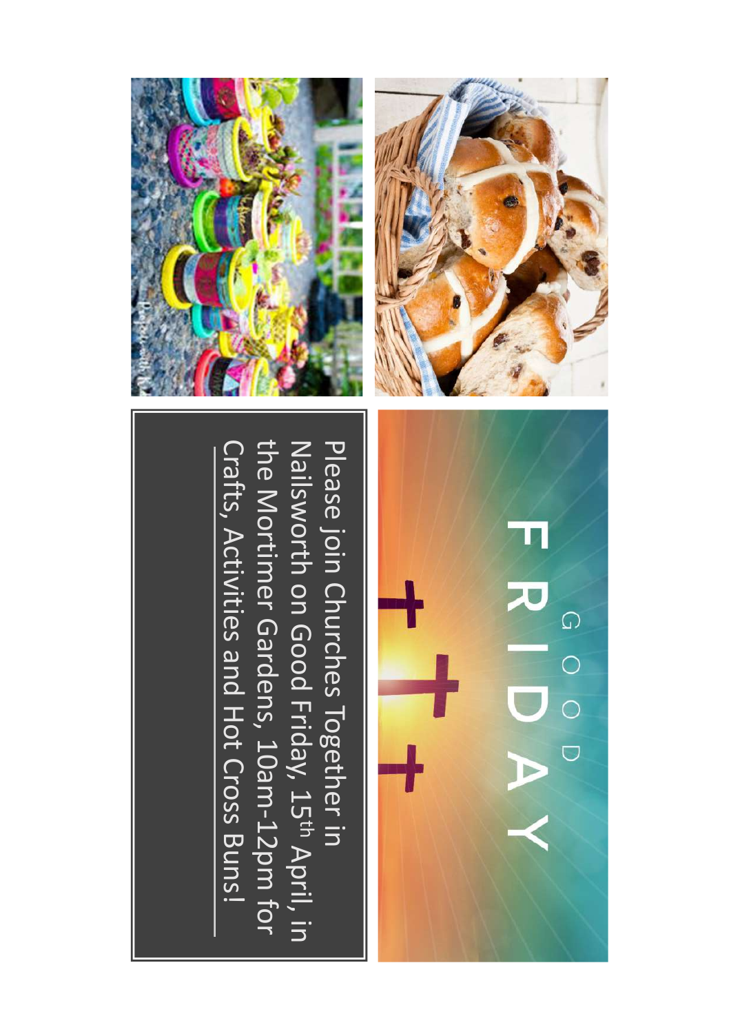# GOOD FRIDAY

Please join Churches Together in Nailsworth on Good Friday, 15th April, in the Mortimer Gardens, 10am-12pm for Crafts, Activities and Hot Cross Buns!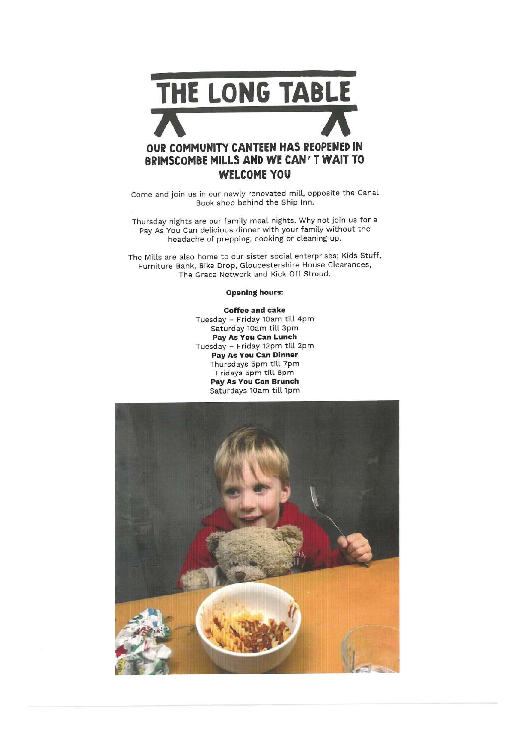# THE LONG TABLE

## OUR COMMUNITY CANTEEN HAS REOPENED IN BRIMSCOMBE MILLS AND WE CAN'T WAIT TO WELCOME YOU

Come and join us in our newly renovated mill, opposite the Canal Book shop behind the Ship Inn.

Thursday nights are our family meal nights. Why not join us for a Pay As You Can delicious dinner with your family without the headache of prepping, cooking or cleaning up.

The Mills are also home to our sister social enterprises; Kids Stuff, Furniture Bank, Bike Drop, Gloucestershire House Clearances, The Grace Network and Kick Off Stroud.

**Opening hours:**

**Coffee and cake**
Tuesday – Friday 10am till 4pm
Saturday 10am till 3pm

**Pay As You Can Lunch**
Tuesday – Friday 12pm till 2pm

**Pay As You Can Dinner**
Thursdays 5pm till 7pm
Fridays 5pm till 8pm

**Pay As You Can Brunch**
Saturdays 10am till 1pm